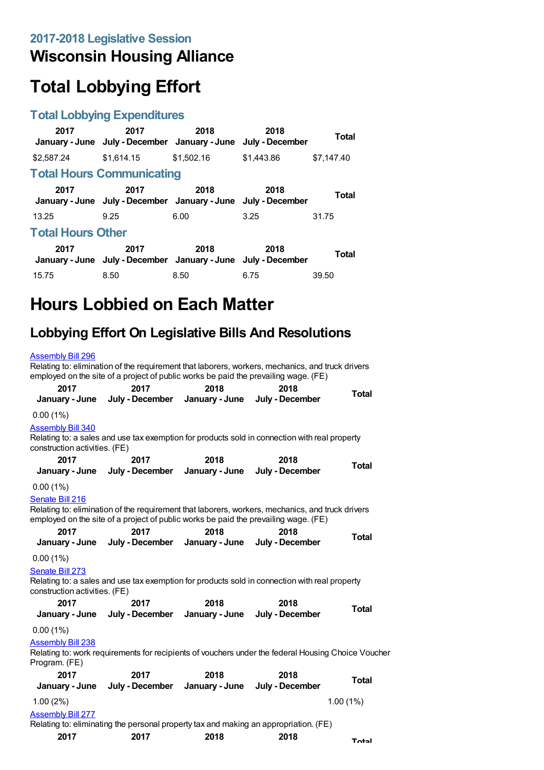## 2017-2018 Legislative Session

# Wisconsin Housing Alliance

# Total Lobbying Effort

## Total Lobbying Expenditures

| 2017 January - June | 2017 July - December | 2018 January - June | 2018 July - December | Total |
|---|---|---|---|---|
| $2,587.24 | $1,614.15 | $1,502.16 | $1,443.86 | $7,147.40 |

## Total Hours Communicating

| 2017 January - June | 2017 July - December | 2018 January - June | 2018 July - December | Total |
|---|---|---|---|---|
| 13.25 | 9.25 | 6.00 | 3.25 | 31.75 |

## Total Hours Other

| 2017 January - June | 2017 July - December | 2018 January - June | 2018 July - December | Total |
|---|---|---|---|---|
| 15.75 | 8.50 | 8.50 | 6.75 | 39.50 |

# Hours Lobbied on Each Matter

## Lobbying Effort On Legislative Bills And Resolutions

Assembly Bill 296

Relating to: elimination of the requirement that laborers, workers, mechanics, and truck drivers employed on the site of a project of public works be paid the prevailing wage. (FE)

| 2017 January - June | 2017 July - December | 2018 January - June | 2018 July - December | Total |
|---|---|---|---|---|
| 0.00 (1%) | | | | |

Assembly Bill 340

Relating to: a sales and use tax exemption for products sold in connection with real property construction activities. (FE)

| 2017 January - June | 2017 July - December | 2018 January - June | 2018 July - December | Total |
|---|---|---|---|---|
| 0.00 (1%) | | | | |

Senate Bill 216

Relating to: elimination of the requirement that laborers, workers, mechanics, and truck drivers employed on the site of a project of public works be paid the prevailing wage. (FE)

| 2017 January - June | 2017 July - December | 2018 January - June | 2018 July - December | Total |
|---|---|---|---|---|
| 0.00 (1%) | | | | |

Senate Bill 273

Relating to: a sales and use tax exemption for products sold in connection with real property construction activities. (FE)

| 2017 January - June | 2017 July - December | 2018 January - June | 2018 July - December | Total |
|---|---|---|---|---|
| 0.00 (1%) | | | | |

Assembly Bill 238

Relating to: work requirements for recipients of vouchers under the federal Housing Choice Voucher Program. (FE)

| 2017 January - June | 2017 July - December | 2018 January - June | 2018 July - December | Total |
|---|---|---|---|---|
| 1.00 (2%) | | | | 1.00 (1%) |

Assembly Bill 277

Relating to: eliminating the personal property tax and making an appropriation. (FE)

| 2017 | 2017 | 2018 | 2018 | Total |
|---|---|---|---|---|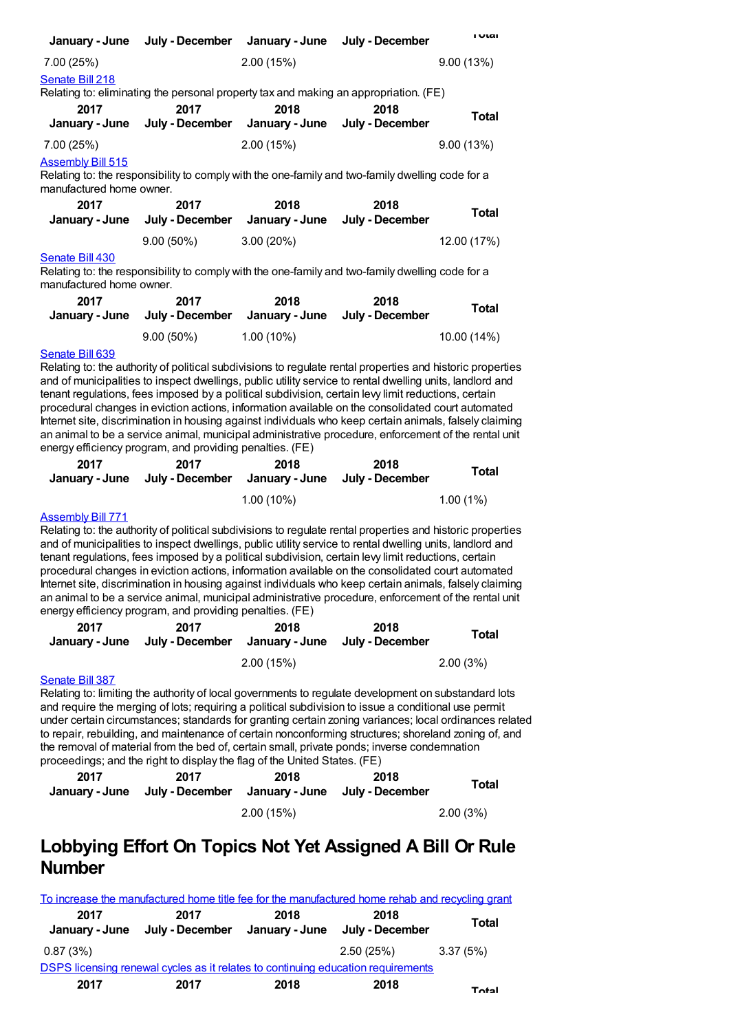| January - June | July - December | January - June | July - December | Total |
|---|---|---|---|---|
| 7.00 (25%) | | 2.00 (15%) | | 9.00 (13%) |

[Senate Bill 218](#)

Relating to: eliminating the personal property tax and making an appropriation. (FE)

| 2017 January - June | 2017 July - December | 2018 January - June | 2018 July - December | Total |
|---|---|---|---|---|
| 7.00 (25%) | | 2.00 (15%) | | 9.00 (13%) |

[Assembly Bill 515](#)

Relating to: the responsibility to comply with the one-family and two-family dwelling code for a manufactured home owner.

| 2017 January - June | 2017 July - December | 2018 January - June | 2018 July - December | Total |
|---|---|---|---|---|
| | 9.00 (50%) | 3.00 (20%) | | 12.00 (17%) |

[Senate Bill 430](#)

Relating to: the responsibility to comply with the one-family and two-family dwelling code for a manufactured home owner.

| 2017 January - June | 2017 July - December | 2018 January - June | 2018 July - December | Total |
|---|---|---|---|---|
| | 9.00 (50%) | 1.00 (10%) | | 10.00 (14%) |

[Senate Bill 639](#)

Relating to: the authority of political subdivisions to regulate rental properties and historic properties and of municipalities to inspect dwellings, public utility service to rental dwelling units, landlord and tenant regulations, fees imposed by a political subdivision, certain levy limit reductions, certain procedural changes in eviction actions, information available on the consolidated court automated Internet site, discrimination in housing against individuals who keep certain animals, falsely claiming an animal to be a service animal, municipal administrative procedure, enforcement of the rental unit energy efficiency program, and providing penalties. (FE)

| 2017 January - June | 2017 July - December | 2018 January - June | 2018 July - December | Total |
|---|---|---|---|---|
| | | 1.00 (10%) | | 1.00 (1%) |

[Assembly Bill 771](#)

Relating to: the authority of political subdivisions to regulate rental properties and historic properties and of municipalities to inspect dwellings, public utility service to rental dwelling units, landlord and tenant regulations, fees imposed by a political subdivision, certain levy limit reductions, certain procedural changes in eviction actions, information available on the consolidated court automated Internet site, discrimination in housing against individuals who keep certain animals, falsely claiming an animal to be a service animal, municipal administrative procedure, enforcement of the rental unit energy efficiency program, and providing penalties. (FE)

| 2017 January - June | 2017 July - December | 2018 January - June | 2018 July - December | Total |
|---|---|---|---|---|
| | | 2.00 (15%) | | 2.00 (3%) |

[Senate Bill 387](#)

Relating to: limiting the authority of local governments to regulate development on substandard lots and require the merging of lots; requiring a political subdivision to issue a conditional use permit under certain circumstances; standards for granting certain zoning variances; local ordinances related to repair, rebuilding, and maintenance of certain nonconforming structures; shoreland zoning of, and the removal of material from the bed of, certain small, private ponds; inverse condemnation proceedings; and the right to display the flag of the United States. (FE)

| 2017 January - June | 2017 July - December | 2018 January - June | 2018 July - December | Total |
|---|---|---|---|---|
| | | 2.00 (15%) | | 2.00 (3%) |

# Lobbying Effort On Topics Not Yet Assigned A Bill Or Rule Number

[To increase the manufactured home title fee for the manufactured home rehab and recycling grant](#)

| 2017 January - June | 2017 July - December | 2018 January - June | 2018 July - December | Total |
|---|---|---|---|---|
| 0.87 (3%) | | | 2.50 (25%) | 3.37 (5%) |

[DSPS licensing renewal cycles as it relates to continuing education requirements](#)

| 2017 | 2017 | 2018 | 2018 | Total |
|---|---|---|---|---|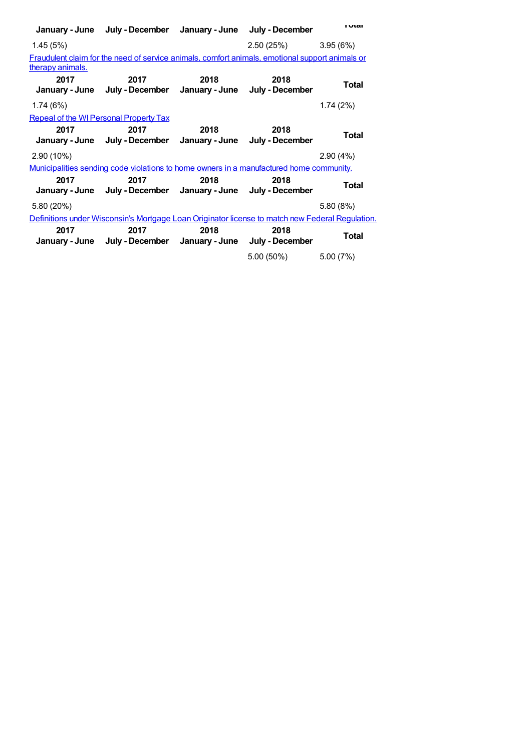| January - June | July - December | January - June | July - December | Total |
| --- | --- | --- | --- | --- |
| 1.45 (5%) | | | 2.50 (25%) | 3.95 (6%) |

Fraudulent claim for the need of service animals, comfort animals, emotional support animals or therapy animals.

| 2017 January - June | 2017 July - December | 2018 January - June | 2018 July - December | Total |
| --- | --- | --- | --- | --- |
| 1.74 (6%) | | | | 1.74 (2%) |

Repeal of the WI Personal Property Tax

| 2017 January - June | 2017 July - December | 2018 January - June | 2018 July - December | Total |
| --- | --- | --- | --- | --- |
| 2.90 (10%) | | | | 2.90 (4%) |

Municipalities sending code violations to home owners in a manufactured home community.

| 2017 January - June | 2017 July - December | 2018 January - June | 2018 July - December | Total |
| --- | --- | --- | --- | --- |
| 5.80 (20%) | | | | 5.80 (8%) |

Definitions under Wisconsin's Mortgage Loan Originator license to match new Federal Regulation.

| 2017 January - June | 2017 July - December | 2018 January - June | 2018 July - December | Total |
| --- | --- | --- | --- | --- |
| | | | 5.00 (50%) | 5.00 (7%) |